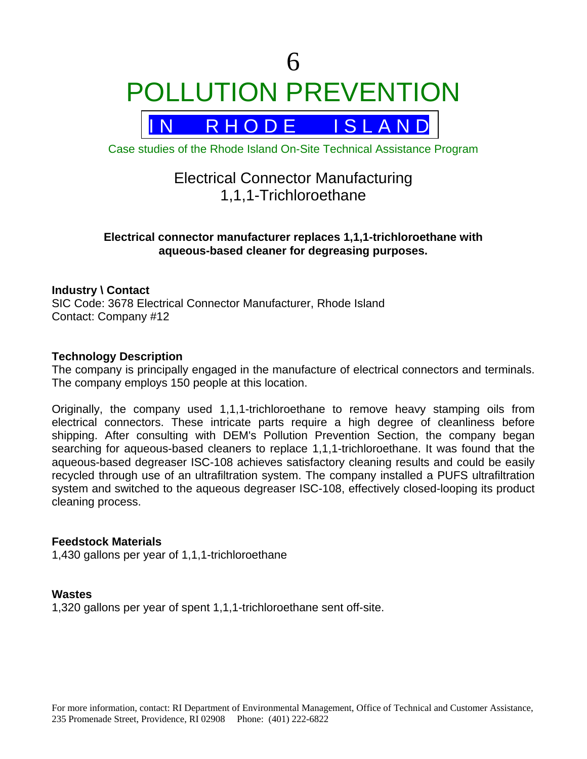# 6
# POLLUTION PREVENTION

## IN RHODE ISLAND

Case studies of the Rhode Island On-Site Technical Assistance Program

## Electrical Connector Manufacturing
## 1,1,1-Trichloroethane

**Electrical connector manufacturer replaces 1,1,1-trichloroethane with aqueous-based cleaner for degreasing purposes.**

**Industry \ Contact**
SIC Code: 3678 Electrical Connector Manufacturer, Rhode Island
Contact: Company #12

**Technology Description**
The company is principally engaged in the manufacture of electrical connectors and terminals. The company employs 150 people at this location.

Originally, the company used 1,1,1-trichloroethane to remove heavy stamping oils from electrical connectors. These intricate parts require a high degree of cleanliness before shipping. After consulting with DEM's Pollution Prevention Section, the company began searching for aqueous-based cleaners to replace 1,1,1-trichloroethane. It was found that the aqueous-based degreaser ISC-108 achieves satisfactory cleaning results and could be easily recycled through use of an ultrafiltration system. The company installed a PUFS ultrafiltration system and switched to the aqueous degreaser ISC-108, effectively closed-looping its product cleaning process.

**Feedstock Materials**
1,430 gallons per year of 1,1,1-trichloroethane

**Wastes**
1,320 gallons per year of spent 1,1,1-trichloroethane sent off-site.

For more information, contact: RI Department of Environmental Management, Office of Technical and Customer Assistance, 235 Promenade Street, Providence, RI 02908 Phone: (401) 222-6822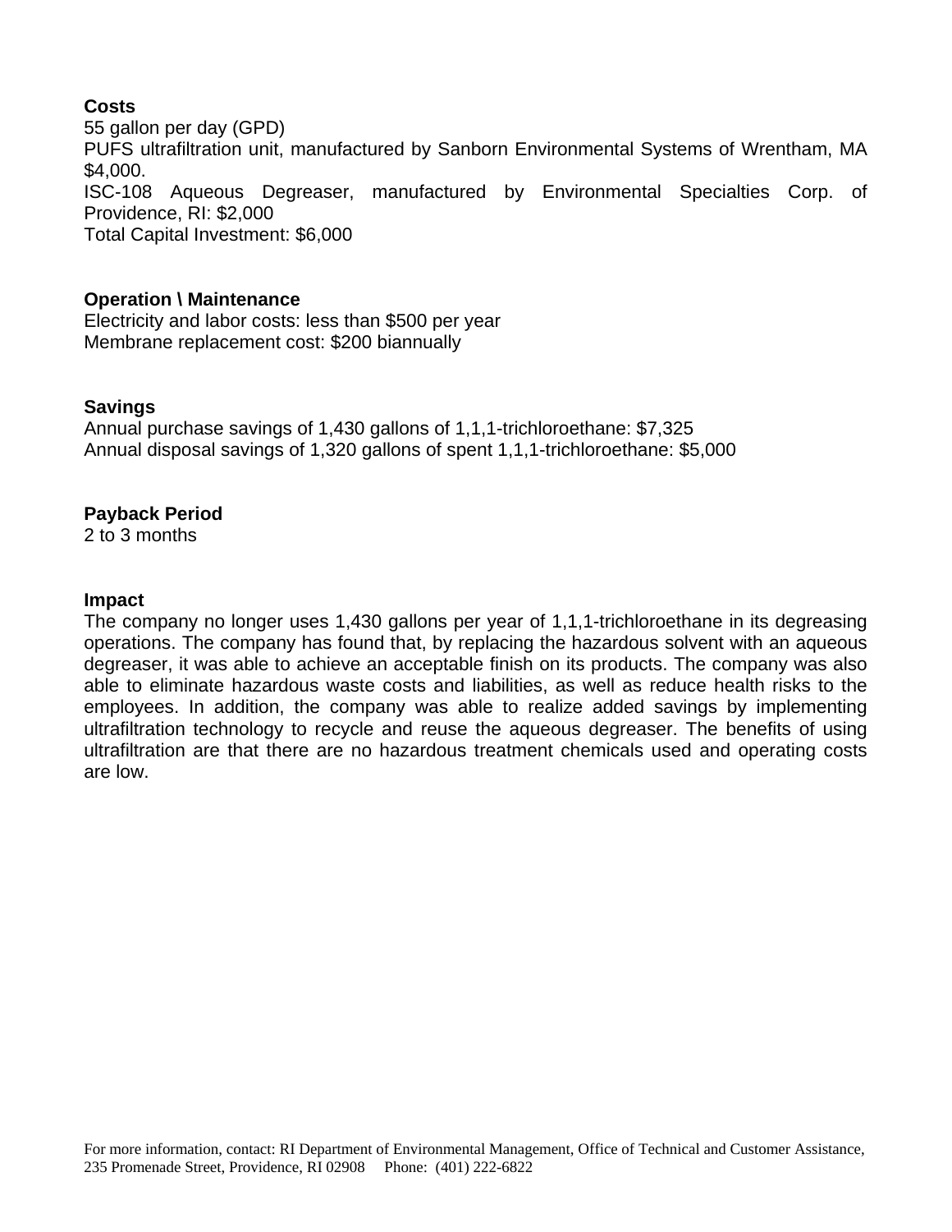**Costs**
55 gallon per day (GPD)
PUFS ultrafiltration unit, manufactured by Sanborn Environmental Systems of Wrentham, MA $4,000.
ISC-108 Aqueous Degreaser, manufactured by Environmental Specialties Corp. of Providence, RI: $2,000
Total Capital Investment: $6,000

**Operation \ Maintenance**
Electricity and labor costs: less than $500 per year
Membrane replacement cost: $200 biannually

**Savings**
Annual purchase savings of 1,430 gallons of 1,1,1-trichloroethane: $7,325
Annual disposal savings of 1,320 gallons of spent 1,1,1-trichloroethane: $5,000

**Payback Period**
2 to 3 months

**Impact**
The company no longer uses 1,430 gallons per year of 1,1,1-trichloroethane in its degreasing operations. The company has found that, by replacing the hazardous solvent with an aqueous degreaser, it was able to achieve an acceptable finish on its products. The company was also able to eliminate hazardous waste costs and liabilities, as well as reduce health risks to the employees. In addition, the company was able to realize added savings by implementing ultrafiltration technology to recycle and reuse the aqueous degreaser. The benefits of using ultrafiltration are that there are no hazardous treatment chemicals used and operating costs are low.

For more information, contact: RI Department of Environmental Management, Office of Technical and Customer Assistance, 235 Promenade Street, Providence, RI 02908 Phone: (401) 222-6822